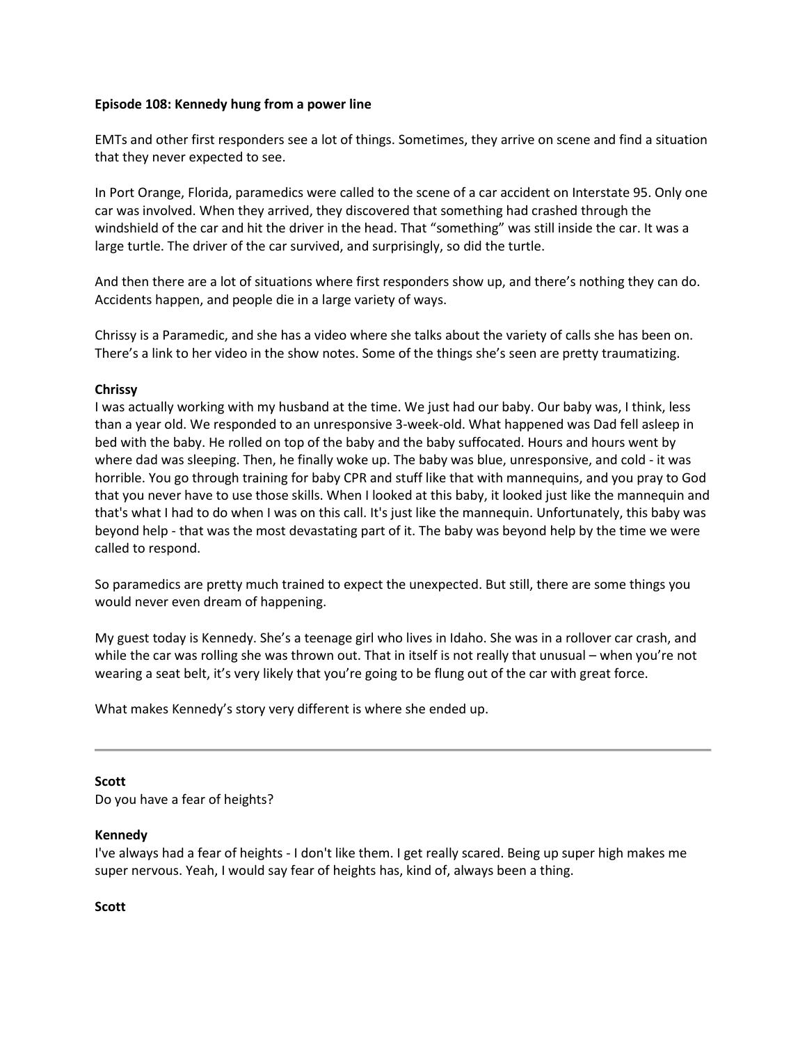**Episode 108: Kennedy hung from a power line**

EMTs and other first responders see a lot of things. Sometimes, they arrive on scene and find a situation that they never expected to see.

In Port Orange, Florida, paramedics were called to the scene of a car accident on Interstate 95. Only one car was involved. When they arrived, they discovered that something had crashed through the windshield of the car and hit the driver in the head. That "something" was still inside the car. It was a large turtle. The driver of the car survived, and surprisingly, so did the turtle.

And then there are a lot of situations where first responders show up, and there's nothing they can do. Accidents happen, and people die in a large variety of ways.

Chrissy is a Paramedic, and she has a video where she talks about the variety of calls she has been on. There's a link to her video in the show notes. Some of the things she's seen are pretty traumatizing.

**Chrissy**
I was actually working with my husband at the time. We just had our baby. Our baby was, I think, less than a year old. We responded to an unresponsive 3-week-old. What happened was Dad fell asleep in bed with the baby. He rolled on top of the baby and the baby suffocated. Hours and hours went by where dad was sleeping. Then, he finally woke up. The baby was blue, unresponsive, and cold - it was horrible. You go through training for baby CPR and stuff like that with mannequins, and you pray to God that you never have to use those skills. When I looked at this baby, it looked just like the mannequin and that's what I had to do when I was on this call. It's just like the mannequin. Unfortunately, this baby was beyond help - that was the most devastating part of it. The baby was beyond help by the time we were called to respond.

So paramedics are pretty much trained to expect the unexpected. But still, there are some things you would never even dream of happening.

My guest today is Kennedy. She's a teenage girl who lives in Idaho. She was in a rollover car crash, and while the car was rolling she was thrown out. That in itself is not really that unusual – when you're not wearing a seat belt, it's very likely that you're going to be flung out of the car with great force.

What makes Kennedy's story very different is where she ended up.

---

**Scott**
Do you have a fear of heights?

**Kennedy**
I've always had a fear of heights - I don't like them. I get really scared. Being up super high makes me super nervous. Yeah, I would say fear of heights has, kind of, always been a thing.

**Scott**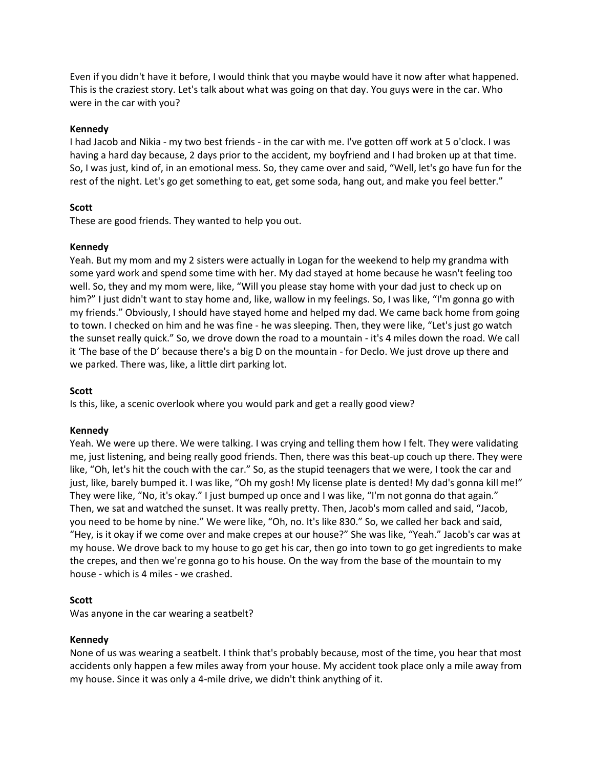Even if you didn't have it before, I would think that you maybe would have it now after what happened. This is the craziest story. Let's talk about what was going on that day. You guys were in the car. Who were in the car with you?

**Kennedy**
I had Jacob and Nikia - my two best friends - in the car with me. I've gotten off work at 5 o'clock. I was having a hard day because, 2 days prior to the accident, my boyfriend and I had broken up at that time. So, I was just, kind of, in an emotional mess. So, they came over and said, "Well, let's go have fun for the rest of the night. Let's go get something to eat, get some soda, hang out, and make you feel better."

**Scott**
These are good friends. They wanted to help you out.

**Kennedy**
Yeah. But my mom and my 2 sisters were actually in Logan for the weekend to help my grandma with some yard work and spend some time with her. My dad stayed at home because he wasn't feeling too well. So, they and my mom were, like, "Will you please stay home with your dad just to check up on him?" I just didn't want to stay home and, like, wallow in my feelings. So, I was like, "I'm gonna go with my friends." Obviously, I should have stayed home and helped my dad. We came back home from going to town. I checked on him and he was fine - he was sleeping. Then, they were like, "Let's just go watch the sunset really quick." So, we drove down the road to a mountain - it's 4 miles down the road. We call it 'The base of the D' because there's a big D on the mountain - for Declo. We just drove up there and we parked. There was, like, a little dirt parking lot.

**Scott**
Is this, like, a scenic overlook where you would park and get a really good view?

**Kennedy**
Yeah. We were up there. We were talking. I was crying and telling them how I felt. They were validating me, just listening, and being really good friends. Then, there was this beat-up couch up there. They were like, "Oh, let's hit the couch with the car." So, as the stupid teenagers that we were, I took the car and just, like, barely bumped it. I was like, "Oh my gosh! My license plate is dented! My dad's gonna kill me!" They were like, "No, it's okay." I just bumped up once and I was like, "I'm not gonna do that again." Then, we sat and watched the sunset. It was really pretty. Then, Jacob's mom called and said, "Jacob, you need to be home by nine." We were like, "Oh, no. It's like 830." So, we called her back and said, "Hey, is it okay if we come over and make crepes at our house?" She was like, "Yeah." Jacob's car was at my house. We drove back to my house to go get his car, then go into town to go get ingredients to make the crepes, and then we're gonna go to his house. On the way from the base of the mountain to my house - which is 4 miles - we crashed.

**Scott**
Was anyone in the car wearing a seatbelt?

**Kennedy**
None of us was wearing a seatbelt. I think that's probably because, most of the time, you hear that most accidents only happen a few miles away from your house. My accident took place only a mile away from my house. Since it was only a 4-mile drive, we didn't think anything of it.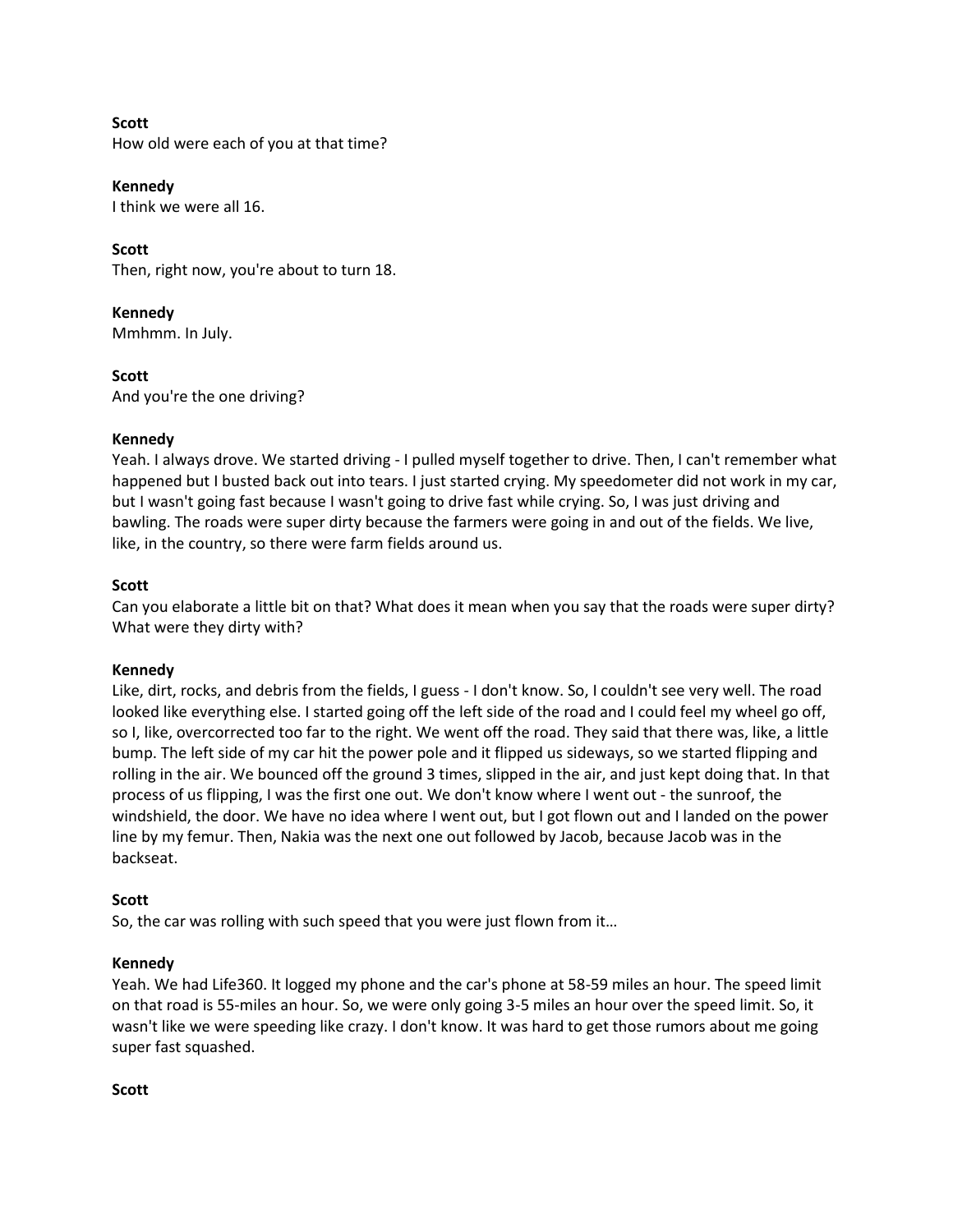**Scott**
How old were each of you at that time?

**Kennedy**
I think we were all 16.

**Scott**
Then, right now, you're about to turn 18.

**Kennedy**
Mmhmm. In July.

**Scott**
And you're the one driving?

**Kennedy**
Yeah. I always drove. We started driving - I pulled myself together to drive. Then, I can't remember what happened but I busted back out into tears. I just started crying. My speedometer did not work in my car, but I wasn't going fast because I wasn't going to drive fast while crying. So, I was just driving and bawling. The roads were super dirty because the farmers were going in and out of the fields. We live, like, in the country, so there were farm fields around us.

**Scott**
Can you elaborate a little bit on that? What does it mean when you say that the roads were super dirty? What were they dirty with?

**Kennedy**
Like, dirt, rocks, and debris from the fields, I guess - I don't know. So, I couldn't see very well. The road looked like everything else. I started going off the left side of the road and I could feel my wheel go off, so I, like, overcorrected too far to the right. We went off the road. They said that there was, like, a little bump. The left side of my car hit the power pole and it flipped us sideways, so we started flipping and rolling in the air. We bounced off the ground 3 times, slipped in the air, and just kept doing that. In that process of us flipping, I was the first one out. We don't know where I went out - the sunroof, the windshield, the door. We have no idea where I went out, but I got flown out and I landed on the power line by my femur. Then, Nakia was the next one out followed by Jacob, because Jacob was in the backseat.

**Scott**
So, the car was rolling with such speed that you were just flown from it…

**Kennedy**
Yeah. We had Life360. It logged my phone and the car's phone at 58-59 miles an hour. The speed limit on that road is 55-miles an hour. So, we were only going 3-5 miles an hour over the speed limit. So, it wasn't like we were speeding like crazy. I don't know. It was hard to get those rumors about me going super fast squashed.

**Scott**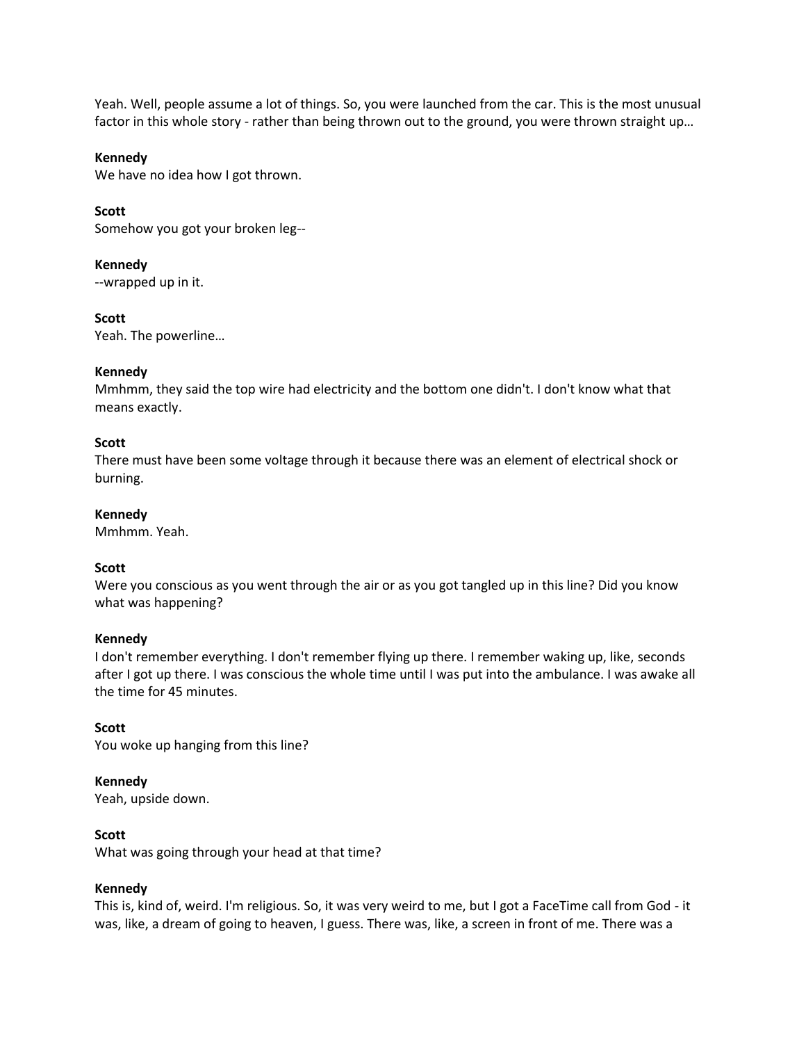Yeah. Well, people assume a lot of things. So, you were launched from the car. This is the most unusual factor in this whole story - rather than being thrown out to the ground, you were thrown straight up…

**Kennedy**
We have no idea how I got thrown.

**Scott**
Somehow you got your broken leg--

**Kennedy**
--wrapped up in it.

**Scott**
Yeah. The powerline…

**Kennedy**
Mmhmm, they said the top wire had electricity and the bottom one didn't. I don't know what that means exactly.

**Scott**
There must have been some voltage through it because there was an element of electrical shock or burning.

**Kennedy**
Mmhmm. Yeah.

**Scott**
Were you conscious as you went through the air or as you got tangled up in this line? Did you know what was happening?

**Kennedy**
I don't remember everything. I don't remember flying up there. I remember waking up, like, seconds after I got up there. I was conscious the whole time until I was put into the ambulance. I was awake all the time for 45 minutes.

**Scott**
You woke up hanging from this line?

**Kennedy**
Yeah, upside down.

**Scott**
What was going through your head at that time?

**Kennedy**
This is, kind of, weird. I'm religious. So, it was very weird to me, but I got a FaceTime call from God - it was, like, a dream of going to heaven, I guess. There was, like, a screen in front of me. There was a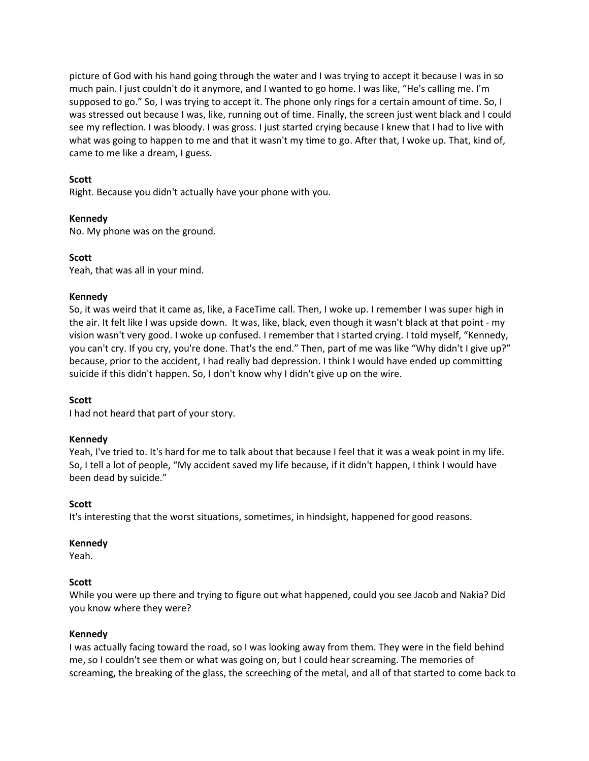picture of God with his hand going through the water and I was trying to accept it because I was in so much pain. I just couldn't do it anymore, and I wanted to go home. I was like, "He's calling me. I'm supposed to go." So, I was trying to accept it. The phone only rings for a certain amount of time. So, I was stressed out because I was, like, running out of time. Finally, the screen just went black and I could see my reflection. I was bloody. I was gross. I just started crying because I knew that I had to live with what was going to happen to me and that it wasn't my time to go. After that, I woke up. That, kind of, came to me like a dream, I guess.

**Scott**
Right. Because you didn't actually have your phone with you.

**Kennedy**
No. My phone was on the ground.

**Scott**
Yeah, that was all in your mind.

**Kennedy**
So, it was weird that it came as, like, a FaceTime call. Then, I woke up. I remember I was super high in the air. It felt like I was upside down. It was, like, black, even though it wasn't black at that point - my vision wasn't very good. I woke up confused. I remember that I started crying. I told myself, "Kennedy, you can't cry. If you cry, you're done. That's the end." Then, part of me was like "Why didn't I give up?" because, prior to the accident, I had really bad depression. I think I would have ended up committing suicide if this didn't happen. So, I don't know why I didn't give up on the wire.

**Scott**
I had not heard that part of your story.

**Kennedy**
Yeah, I've tried to. It's hard for me to talk about that because I feel that it was a weak point in my life. So, I tell a lot of people, "My accident saved my life because, if it didn't happen, I think I would have been dead by suicide."

**Scott**
It's interesting that the worst situations, sometimes, in hindsight, happened for good reasons.

**Kennedy**
Yeah.

**Scott**
While you were up there and trying to figure out what happened, could you see Jacob and Nakia? Did you know where they were?

**Kennedy**
I was actually facing toward the road, so I was looking away from them. They were in the field behind me, so I couldn't see them or what was going on, but I could hear screaming. The memories of screaming, the breaking of the glass, the screeching of the metal, and all of that started to come back to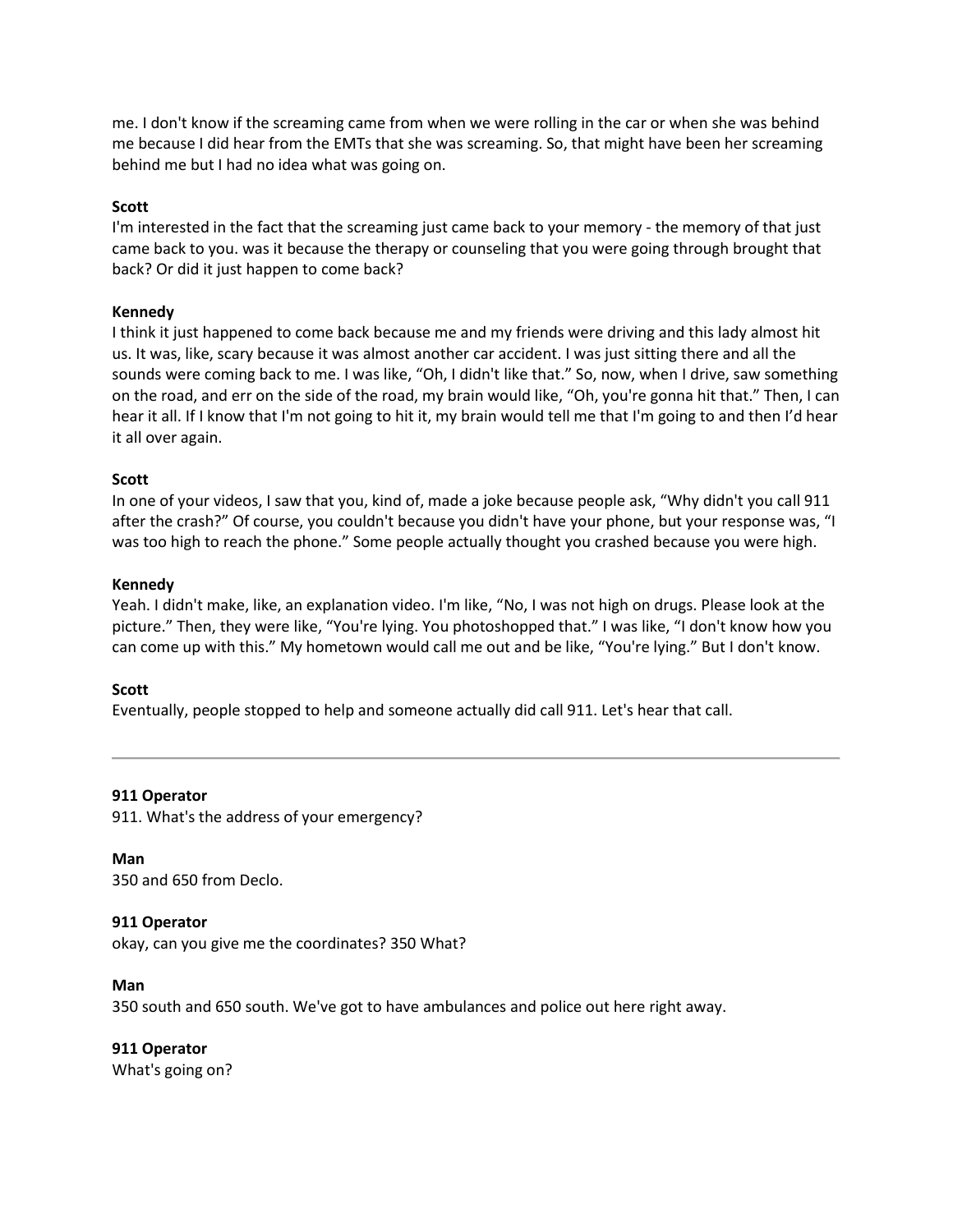me. I don't know if the screaming came from when we were rolling in the car or when she was behind me because I did hear from the EMTs that she was screaming. So, that might have been her screaming behind me but I had no idea what was going on.

**Scott**
I'm interested in the fact that the screaming just came back to your memory - the memory of that just came back to you. was it because the therapy or counseling that you were going through brought that back? Or did it just happen to come back?

**Kennedy**
I think it just happened to come back because me and my friends were driving and this lady almost hit us. It was, like, scary because it was almost another car accident. I was just sitting there and all the sounds were coming back to me. I was like, "Oh, I didn't like that." So, now, when I drive, saw something on the road, and err on the side of the road, my brain would like, "Oh, you're gonna hit that." Then, I can hear it all. If I know that I'm not going to hit it, my brain would tell me that I'm going to and then I'd hear it all over again.

**Scott**
In one of your videos, I saw that you, kind of, made a joke because people ask, "Why didn't you call 911 after the crash?" Of course, you couldn't because you didn't have your phone, but your response was, "I was too high to reach the phone." Some people actually thought you crashed because you were high.

**Kennedy**
Yeah. I didn't make, like, an explanation video. I'm like, "No, I was not high on drugs. Please look at the picture." Then, they were like, "You're lying. You photoshopped that." I was like, "I don't know how you can come up with this." My hometown would call me out and be like, "You're lying." But I don't know.

**Scott**
Eventually, people stopped to help and someone actually did call 911. Let's hear that call.

---

**911 Operator**
911. What's the address of your emergency?

**Man**
350 and 650 from Declo.

**911 Operator**
okay, can you give me the coordinates? 350 What?

**Man**
350 south and 650 south. We've got to have ambulances and police out here right away.

**911 Operator**
What's going on?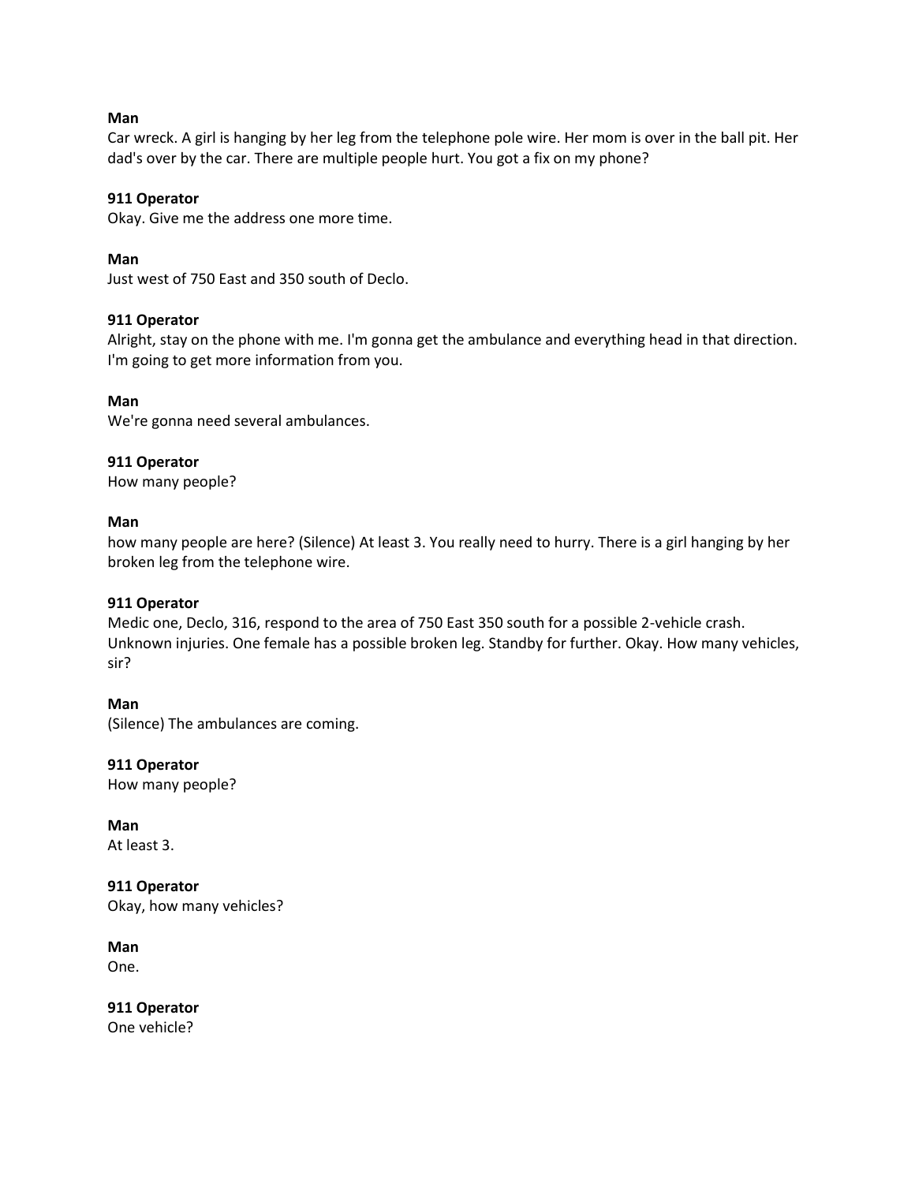**Man**
Car wreck. A girl is hanging by her leg from the telephone pole wire. Her mom is over in the ball pit. Her dad's over by the car. There are multiple people hurt. You got a fix on my phone?

**911 Operator**
Okay. Give me the address one more time.

**Man**
Just west of 750 East and 350 south of Declo.

**911 Operator**
Alright, stay on the phone with me. I'm gonna get the ambulance and everything head in that direction. I'm going to get more information from you.

**Man**
We're gonna need several ambulances.

**911 Operator**
How many people?

**Man**
how many people are here? (Silence) At least 3. You really need to hurry. There is a girl hanging by her broken leg from the telephone wire.

**911 Operator**
Medic one, Declo, 316, respond to the area of 750 East 350 south for a possible 2-vehicle crash. Unknown injuries. One female has a possible broken leg. Standby for further. Okay. How many vehicles, sir?

**Man**
(Silence) The ambulances are coming.

**911 Operator**
How many people?

**Man**
At least 3.

**911 Operator**
Okay, how many vehicles?

**Man**
One.

**911 Operator**
One vehicle?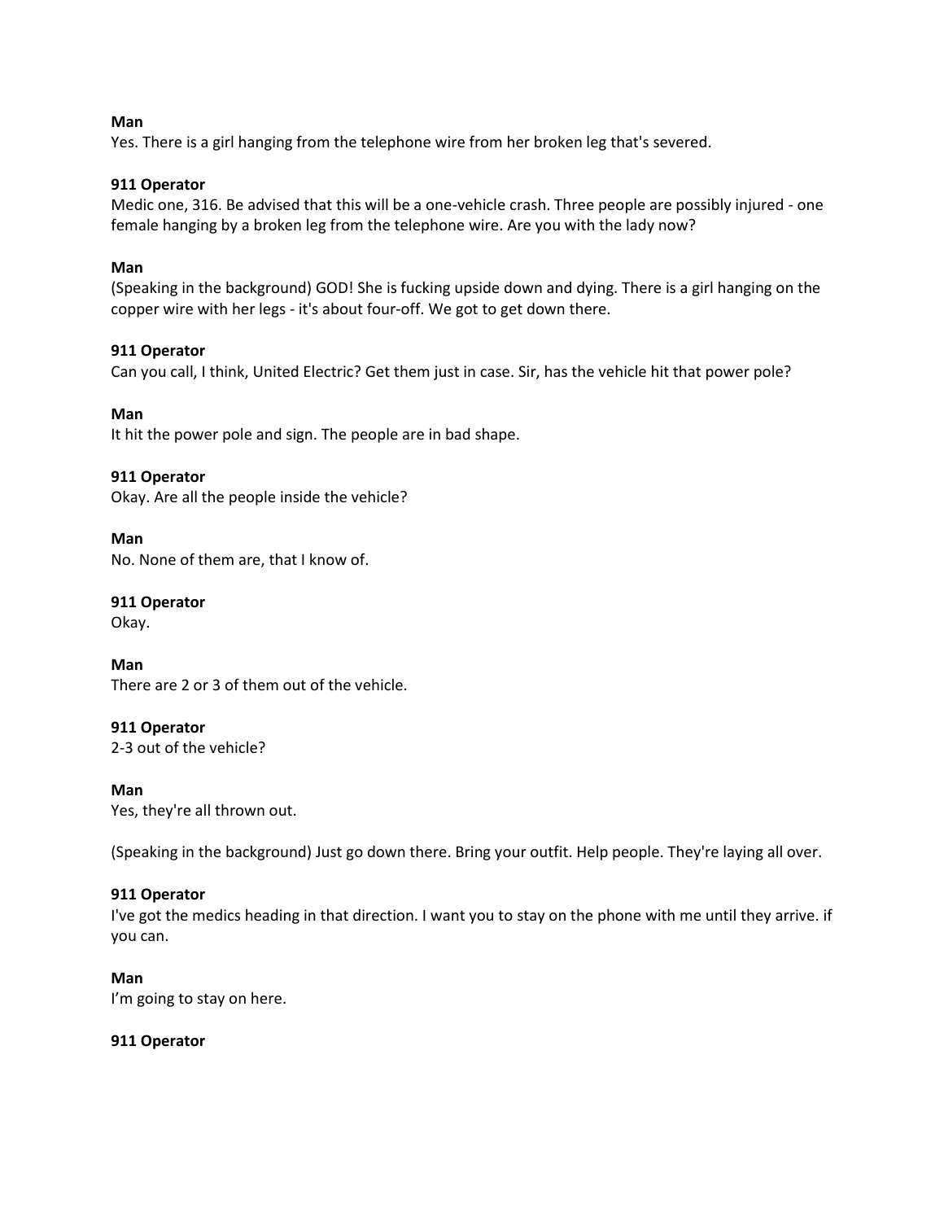**Man**
Yes. There is a girl hanging from the telephone wire from her broken leg that's severed.

**911 Operator**
Medic one, 316. Be advised that this will be a one-vehicle crash. Three people are possibly injured - one female hanging by a broken leg from the telephone wire. Are you with the lady now?

**Man**
(Speaking in the background) GOD! She is fucking upside down and dying. There is a girl hanging on the copper wire with her legs - it's about four-off. We got to get down there.

**911 Operator**
Can you call, I think, United Electric? Get them just in case. Sir, has the vehicle hit that power pole?

**Man**
It hit the power pole and sign. The people are in bad shape.

**911 Operator**
Okay. Are all the people inside the vehicle?

**Man**
No. None of them are, that I know of.

**911 Operator**
Okay.

**Man**
There are 2 or 3 of them out of the vehicle.

**911 Operator**
2-3 out of the vehicle?

**Man**
Yes, they're all thrown out.

(Speaking in the background) Just go down there. Bring your outfit. Help people. They're laying all over.

**911 Operator**
I've got the medics heading in that direction. I want you to stay on the phone with me until they arrive. if you can.

**Man**
I'm going to stay on here.

**911 Operator**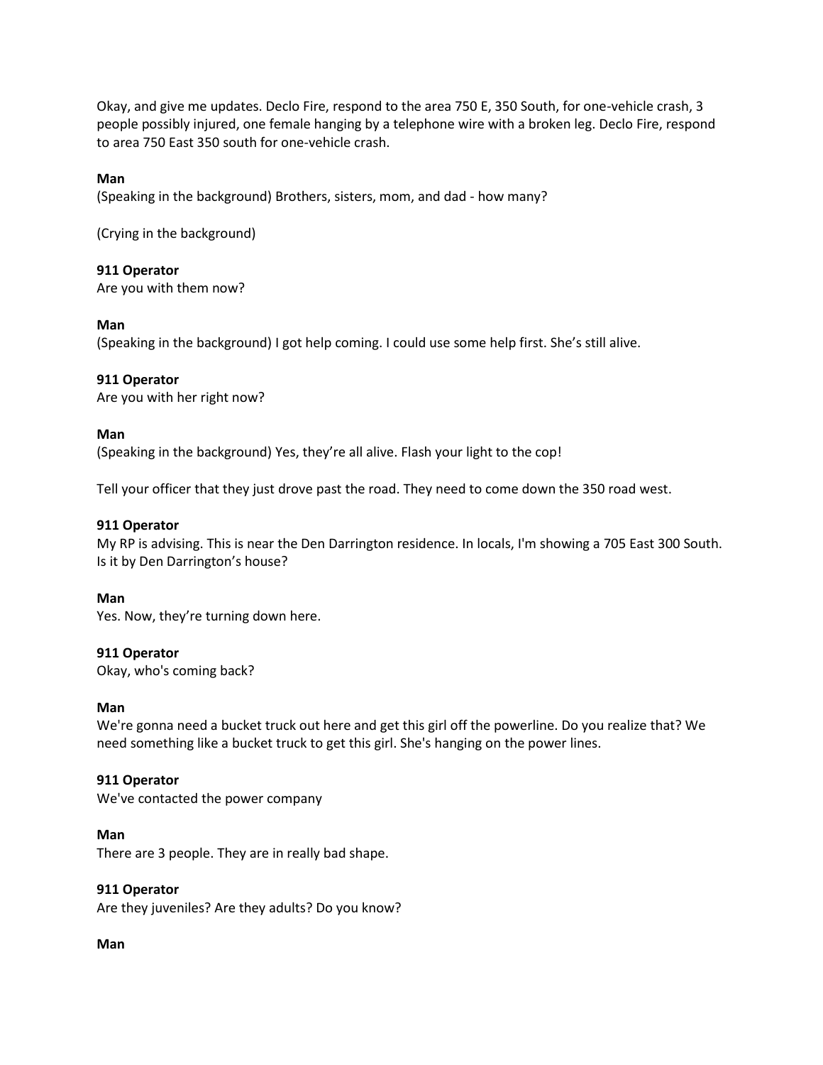Okay, and give me updates. Declo Fire, respond to the area 750 E, 350 South, for one-vehicle crash, 3 people possibly injured, one female hanging by a telephone wire with a broken leg. Declo Fire, respond to area 750 East 350 south for one-vehicle crash.

**Man**
(Speaking in the background) Brothers, sisters, mom, and dad - how many?

(Crying in the background)

**911 Operator**
Are you with them now?

**Man**
(Speaking in the background) I got help coming. I could use some help first. She's still alive.

**911 Operator**
Are you with her right now?

**Man**
(Speaking in the background) Yes, they're all alive. Flash your light to the cop!

Tell your officer that they just drove past the road. They need to come down the 350 road west.

**911 Operator**
My RP is advising. This is near the Den Darrington residence. In locals, I'm showing a 705 East 300 South. Is it by Den Darrington's house?

**Man**
Yes. Now, they're turning down here.

**911 Operator**
Okay, who's coming back?

**Man**
We're gonna need a bucket truck out here and get this girl off the powerline. Do you realize that? We need something like a bucket truck to get this girl. She's hanging on the power lines.

**911 Operator**
We've contacted the power company

**Man**
There are 3 people. They are in really bad shape.

**911 Operator**
Are they juveniles? Are they adults? Do you know?

**Man**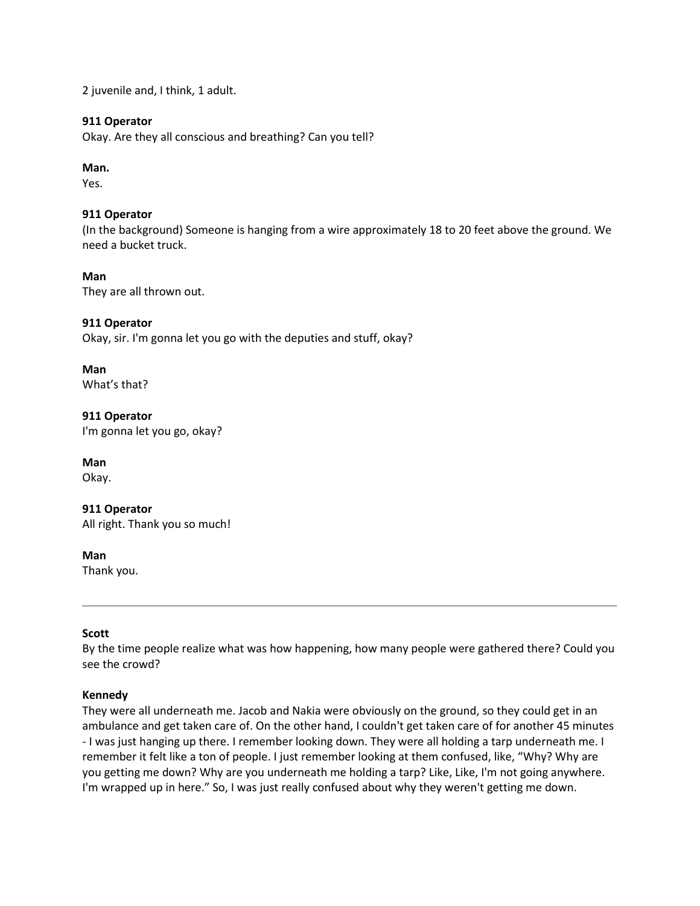2 juvenile and, I think, 1 adult.

**911 Operator**
Okay. Are they all conscious and breathing? Can you tell?

**Man.**
Yes.

**911 Operator**
(In the background) Someone is hanging from a wire approximately 18 to 20 feet above the ground. We need a bucket truck.

**Man**
They are all thrown out.

**911 Operator**
Okay, sir. I'm gonna let you go with the deputies and stuff, okay?

**Man**
What's that?

**911 Operator**
I'm gonna let you go, okay?

**Man**
Okay.

**911 Operator**
All right. Thank you so much!

**Man**
Thank you.

---

**Scott**
By the time people realize what was how happening, how many people were gathered there? Could you see the crowd?

**Kennedy**
They were all underneath me. Jacob and Nakia were obviously on the ground, so they could get in an ambulance and get taken care of. On the other hand, I couldn't get taken care of for another 45 minutes - I was just hanging up there. I remember looking down. They were all holding a tarp underneath me. I remember it felt like a ton of people. I just remember looking at them confused, like, "Why? Why are you getting me down? Why are you underneath me holding a tarp? Like, Like, I'm not going anywhere. I'm wrapped up in here." So, I was just really confused about why they weren't getting me down.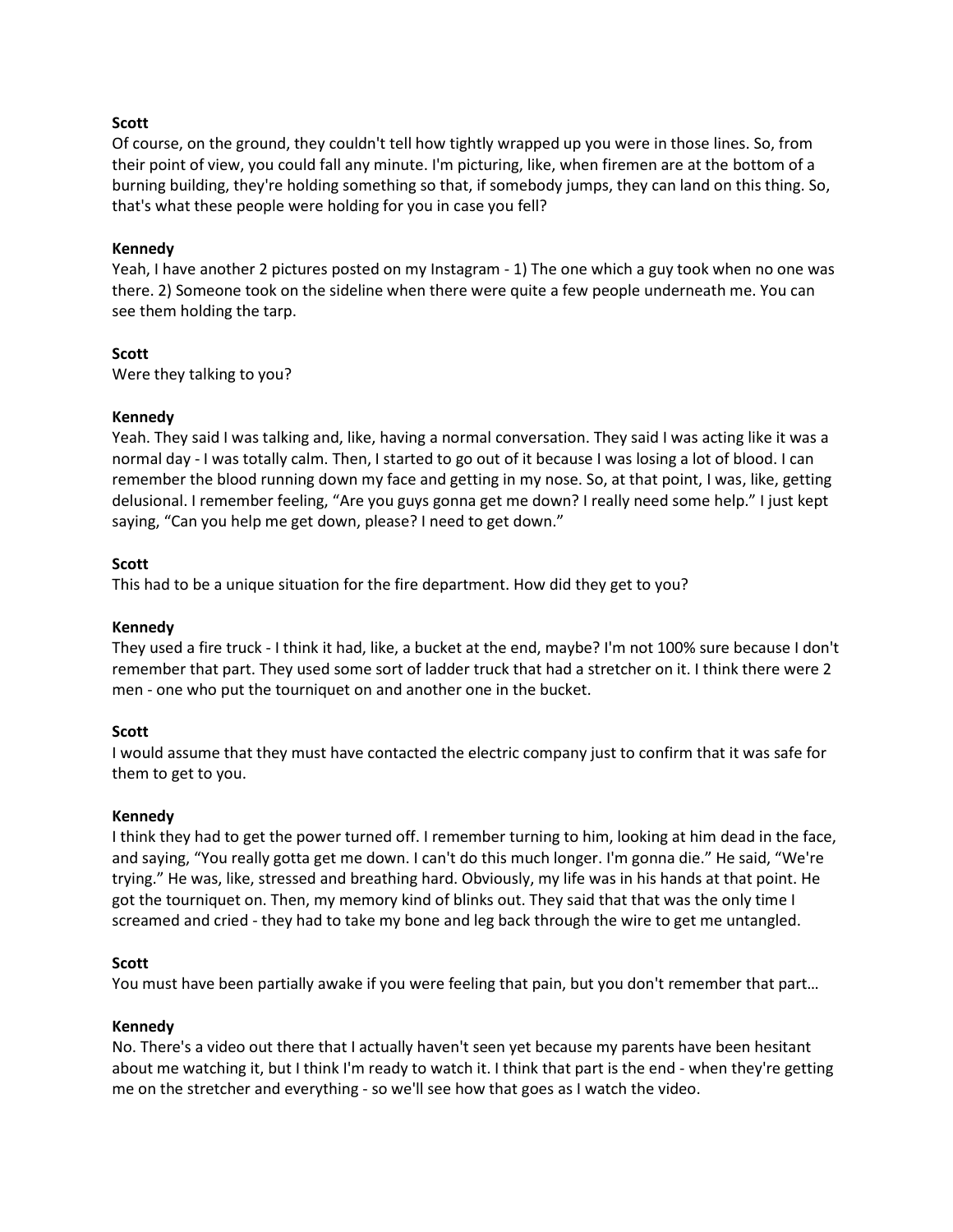**Scott**

Of course, on the ground, they couldn't tell how tightly wrapped up you were in those lines. So, from their point of view, you could fall any minute. I'm picturing, like, when firemen are at the bottom of a burning building, they're holding something so that, if somebody jumps, they can land on this thing. So, that's what these people were holding for you in case you fell?

**Kennedy**

Yeah, I have another 2 pictures posted on my Instagram - 1) The one which a guy took when no one was there. 2) Someone took on the sideline when there were quite a few people underneath me. You can see them holding the tarp.

**Scott**

Were they talking to you?

**Kennedy**

Yeah. They said I was talking and, like, having a normal conversation. They said I was acting like it was a normal day - I was totally calm. Then, I started to go out of it because I was losing a lot of blood. I can remember the blood running down my face and getting in my nose. So, at that point, I was, like, getting delusional. I remember feeling, "Are you guys gonna get me down? I really need some help." I just kept saying, "Can you help me get down, please? I need to get down."

**Scott**

This had to be a unique situation for the fire department. How did they get to you?

**Kennedy**

They used a fire truck - I think it had, like, a bucket at the end, maybe? I'm not 100% sure because I don't remember that part. They used some sort of ladder truck that had a stretcher on it. I think there were 2 men - one who put the tourniquet on and another one in the bucket.

**Scott**

I would assume that they must have contacted the electric company just to confirm that it was safe for them to get to you.

**Kennedy**

I think they had to get the power turned off. I remember turning to him, looking at him dead in the face, and saying, "You really gotta get me down. I can't do this much longer. I'm gonna die." He said, "We're trying." He was, like, stressed and breathing hard. Obviously, my life was in his hands at that point. He got the tourniquet on. Then, my memory kind of blinks out. They said that that was the only time I screamed and cried - they had to take my bone and leg back through the wire to get me untangled.

**Scott**

You must have been partially awake if you were feeling that pain, but you don't remember that part…

**Kennedy**

No. There's a video out there that I actually haven't seen yet because my parents have been hesitant about me watching it, but I think I'm ready to watch it. I think that part is the end - when they're getting me on the stretcher and everything - so we'll see how that goes as I watch the video.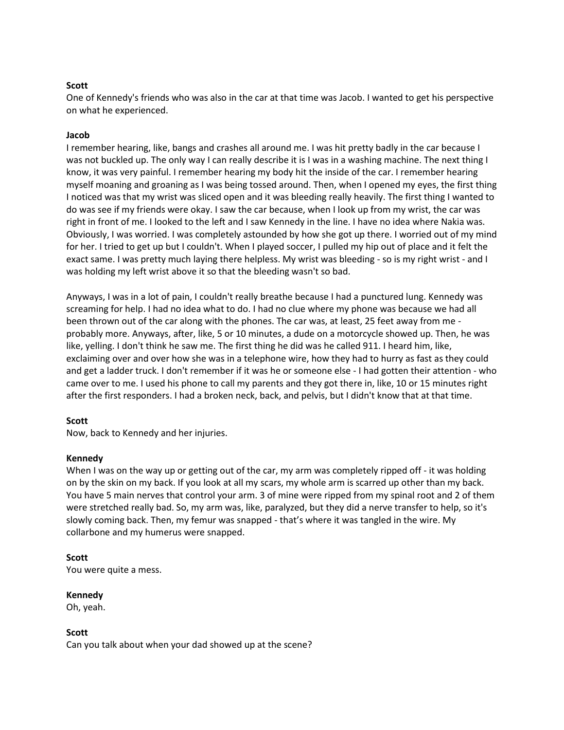**Scott**
One of Kennedy's friends who was also in the car at that time was Jacob. I wanted to get his perspective on what he experienced.

**Jacob**
I remember hearing, like, bangs and crashes all around me. I was hit pretty badly in the car because I was not buckled up. The only way I can really describe it is I was in a washing machine. The next thing I know, it was very painful. I remember hearing my body hit the inside of the car. I remember hearing myself moaning and groaning as I was being tossed around. Then, when I opened my eyes, the first thing I noticed was that my wrist was sliced open and it was bleeding really heavily. The first thing I wanted to do was see if my friends were okay. I saw the car because, when I look up from my wrist, the car was right in front of me. I looked to the left and I saw Kennedy in the line. I have no idea where Nakia was. Obviously, I was worried. I was completely astounded by how she got up there. I worried out of my mind for her. I tried to get up but I couldn't. When I played soccer, I pulled my hip out of place and it felt the exact same. I was pretty much laying there helpless. My wrist was bleeding - so is my right wrist - and I was holding my left wrist above it so that the bleeding wasn't so bad.

Anyways, I was in a lot of pain, I couldn't really breathe because I had a punctured lung. Kennedy was screaming for help. I had no idea what to do. I had no clue where my phone was because we had all been thrown out of the car along with the phones. The car was, at least, 25 feet away from me - probably more. Anyways, after, like, 5 or 10 minutes, a dude on a motorcycle showed up. Then, he was like, yelling. I don't think he saw me. The first thing he did was he called 911. I heard him, like, exclaiming over and over how she was in a telephone wire, how they had to hurry as fast as they could and get a ladder truck. I don't remember if it was he or someone else - I had gotten their attention - who came over to me. I used his phone to call my parents and they got there in, like, 10 or 15 minutes right after the first responders. I had a broken neck, back, and pelvis, but I didn't know that at that time.

**Scott**
Now, back to Kennedy and her injuries.

**Kennedy**
When I was on the way up or getting out of the car, my arm was completely ripped off - it was holding on by the skin on my back. If you look at all my scars, my whole arm is scarred up other than my back. You have 5 main nerves that control your arm. 3 of mine were ripped from my spinal root and 2 of them were stretched really bad. So, my arm was, like, paralyzed, but they did a nerve transfer to help, so it's slowly coming back. Then, my femur was snapped - that's where it was tangled in the wire. My collarbone and my humerus were snapped.

**Scott**
You were quite a mess.

**Kennedy**
Oh, yeah.

**Scott**
Can you talk about when your dad showed up at the scene?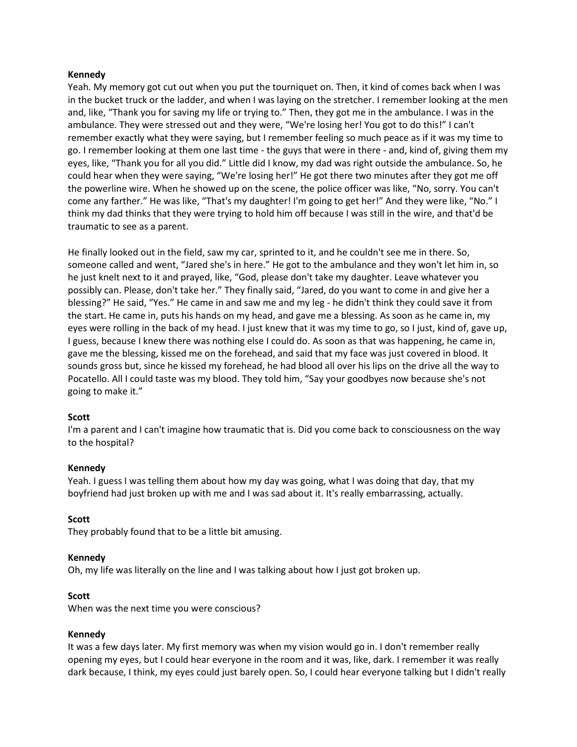**Kennedy**
Yeah. My memory got cut out when you put the tourniquet on. Then, it kind of comes back when I was in the bucket truck or the ladder, and when I was laying on the stretcher. I remember looking at the men and, like, "Thank you for saving my life or trying to." Then, they got me in the ambulance. I was in the ambulance. They were stressed out and they were, "We're losing her! You got to do this!" I can't remember exactly what they were saying, but I remember feeling so much peace as if it was my time to go. I remember looking at them one last time - the guys that were in there - and, kind of, giving them my eyes, like, "Thank you for all you did." Little did I know, my dad was right outside the ambulance. So, he could hear when they were saying, "We're losing her!" He got there two minutes after they got me off the powerline wire. When he showed up on the scene, the police officer was like, "No, sorry. You can't come any farther." He was like, "That's my daughter! I'm going to get her!" And they were like, "No." I think my dad thinks that they were trying to hold him off because I was still in the wire, and that'd be traumatic to see as a parent.

He finally looked out in the field, saw my car, sprinted to it, and he couldn't see me in there. So, someone called and went, "Jared she's in here." He got to the ambulance and they won't let him in, so he just knelt next to it and prayed, like, "God, please don't take my daughter. Leave whatever you possibly can. Please, don't take her." They finally said, "Jared, do you want to come in and give her a blessing?" He said, "Yes." He came in and saw me and my leg - he didn't think they could save it from the start. He came in, puts his hands on my head, and gave me a blessing. As soon as he came in, my eyes were rolling in the back of my head. I just knew that it was my time to go, so I just, kind of, gave up, I guess, because I knew there was nothing else I could do. As soon as that was happening, he came in, gave me the blessing, kissed me on the forehead, and said that my face was just covered in blood. It sounds gross but, since he kissed my forehead, he had blood all over his lips on the drive all the way to Pocatello. All I could taste was my blood. They told him, "Say your goodbyes now because she's not going to make it."

**Scott**
I'm a parent and I can't imagine how traumatic that is. Did you come back to consciousness on the way to the hospital?

**Kennedy**
Yeah. I guess I was telling them about how my day was going, what I was doing that day, that my boyfriend had just broken up with me and I was sad about it. It's really embarrassing, actually.

**Scott**
They probably found that to be a little bit amusing.

**Kennedy**
Oh, my life was literally on the line and I was talking about how I just got broken up.

**Scott**
When was the next time you were conscious?

**Kennedy**
It was a few days later. My first memory was when my vision would go in. I don't remember really opening my eyes, but I could hear everyone in the room and it was, like, dark. I remember it was really dark because, I think, my eyes could just barely open. So, I could hear everyone talking but I didn't really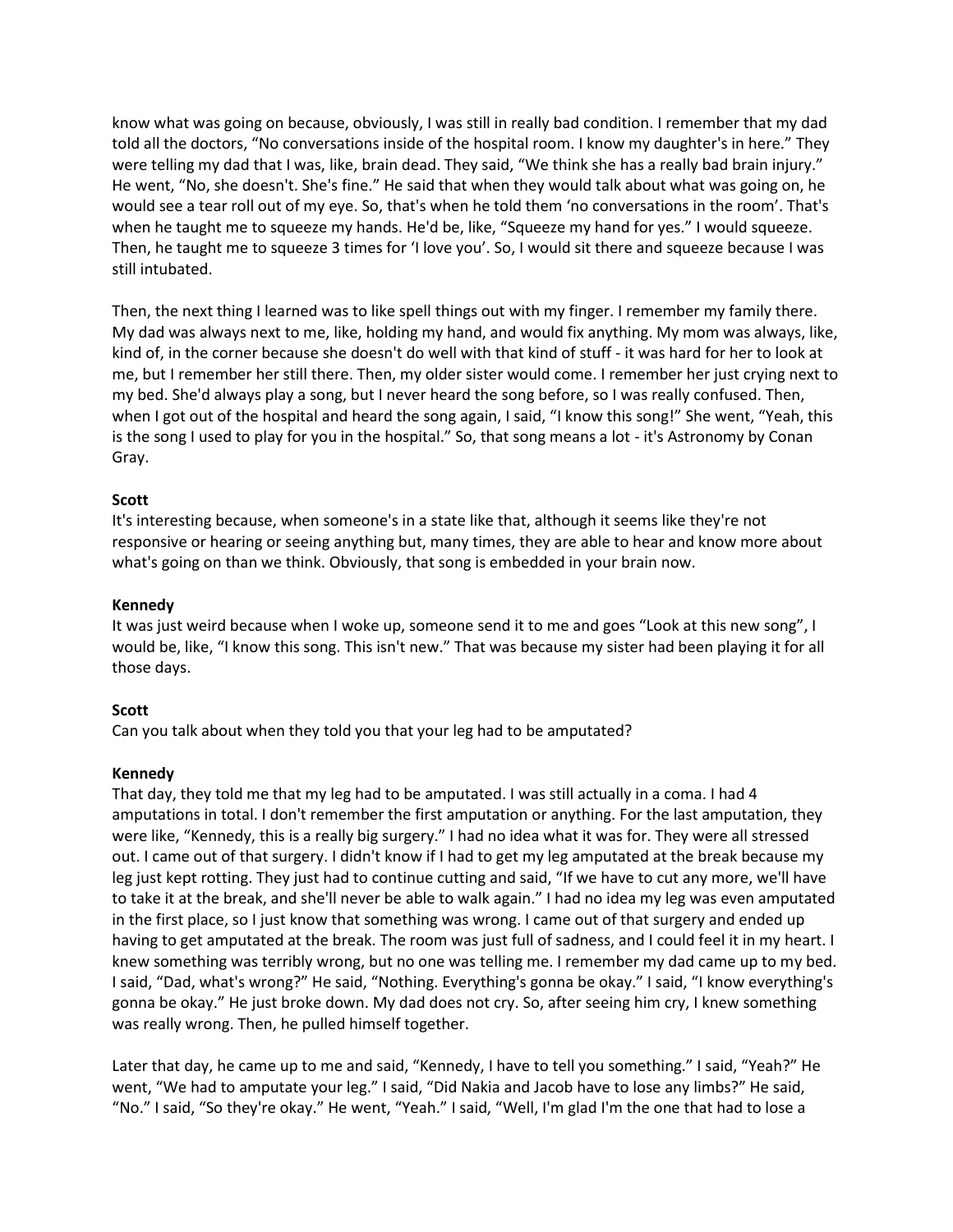know what was going on because, obviously, I was still in really bad condition. I remember that my dad told all the doctors, "No conversations inside of the hospital room. I know my daughter's in here." They were telling my dad that I was, like, brain dead. They said, "We think she has a really bad brain injury." He went, "No, she doesn't. She's fine." He said that when they would talk about what was going on, he would see a tear roll out of my eye. So, that's when he told them 'no conversations in the room'. That's when he taught me to squeeze my hands. He'd be, like, "Squeeze my hand for yes." I would squeeze. Then, he taught me to squeeze 3 times for 'I love you'. So, I would sit there and squeeze because I was still intubated.

Then, the next thing I learned was to like spell things out with my finger. I remember my family there. My dad was always next to me, like, holding my hand, and would fix anything. My mom was always, like, kind of, in the corner because she doesn't do well with that kind of stuff - it was hard for her to look at me, but I remember her still there. Then, my older sister would come. I remember her just crying next to my bed. She'd always play a song, but I never heard the song before, so I was really confused. Then, when I got out of the hospital and heard the song again, I said, "I know this song!" She went, "Yeah, this is the song I used to play for you in the hospital." So, that song means a lot - it's Astronomy by Conan Gray.

**Scott**
It's interesting because, when someone's in a state like that, although it seems like they're not responsive or hearing or seeing anything but, many times, they are able to hear and know more about what's going on than we think. Obviously, that song is embedded in your brain now.

**Kennedy**
It was just weird because when I woke up, someone send it to me and goes "Look at this new song", I would be, like, "I know this song. This isn't new." That was because my sister had been playing it for all those days.

**Scott**
Can you talk about when they told you that your leg had to be amputated?

**Kennedy**
That day, they told me that my leg had to be amputated. I was still actually in a coma. I had 4 amputations in total. I don't remember the first amputation or anything. For the last amputation, they were like, "Kennedy, this is a really big surgery." I had no idea what it was for. They were all stressed out. I came out of that surgery. I didn't know if I had to get my leg amputated at the break because my leg just kept rotting. They just had to continue cutting and said, "If we have to cut any more, we'll have to take it at the break, and she'll never be able to walk again." I had no idea my leg was even amputated in the first place, so I just know that something was wrong. I came out of that surgery and ended up having to get amputated at the break. The room was just full of sadness, and I could feel it in my heart. I knew something was terribly wrong, but no one was telling me. I remember my dad came up to my bed. I said, "Dad, what's wrong?" He said, "Nothing. Everything's gonna be okay." I said, "I know everything's gonna be okay." He just broke down. My dad does not cry. So, after seeing him cry, I knew something was really wrong. Then, he pulled himself together.

Later that day, he came up to me and said, "Kennedy, I have to tell you something." I said, "Yeah?" He went, "We had to amputate your leg." I said, "Did Nakia and Jacob have to lose any limbs?" He said, "No." I said, "So they're okay." He went, "Yeah." I said, "Well, I'm glad I'm the one that had to lose a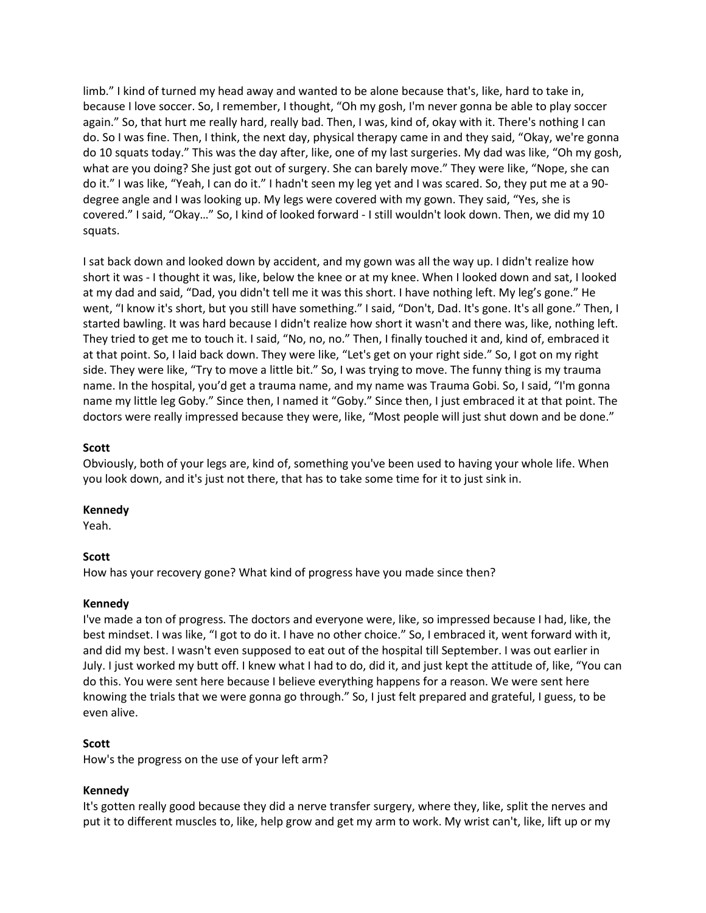limb." I kind of turned my head away and wanted to be alone because that's, like, hard to take in, because I love soccer. So, I remember, I thought, "Oh my gosh, I'm never gonna be able to play soccer again." So, that hurt me really hard, really bad. Then, I was, kind of, okay with it. There's nothing I can do. So I was fine. Then, I think, the next day, physical therapy came in and they said, "Okay, we're gonna do 10 squats today." This was the day after, like, one of my last surgeries. My dad was like, "Oh my gosh, what are you doing? She just got out of surgery. She can barely move." They were like, "Nope, she can do it." I was like, "Yeah, I can do it." I hadn't seen my leg yet and I was scared. So, they put me at a 90-degree angle and I was looking up. My legs were covered with my gown. They said, "Yes, she is covered." I said, "Okay…" So, I kind of looked forward - I still wouldn't look down. Then, we did my 10 squats.

I sat back down and looked down by accident, and my gown was all the way up. I didn't realize how short it was - I thought it was, like, below the knee or at my knee. When I looked down and sat, I looked at my dad and said, "Dad, you didn't tell me it was this short. I have nothing left. My leg's gone." He went, "I know it's short, but you still have something." I said, "Don't, Dad. It's gone. It's all gone." Then, I started bawling. It was hard because I didn't realize how short it wasn't and there was, like, nothing left. They tried to get me to touch it. I said, "No, no, no." Then, I finally touched it and, kind of, embraced it at that point. So, I laid back down. They were like, "Let's get on your right side." So, I got on my right side. They were like, "Try to move a little bit." So, I was trying to move. The funny thing is my trauma name. In the hospital, you'd get a trauma name, and my name was Trauma Gobi. So, I said, "I'm gonna name my little leg Goby." Since then, I named it "Goby." Since then, I just embraced it at that point. The doctors were really impressed because they were, like, "Most people will just shut down and be done."

**Scott**
Obviously, both of your legs are, kind of, something you've been used to having your whole life. When you look down, and it's just not there, that has to take some time for it to just sink in.

**Kennedy**
Yeah.

**Scott**
How has your recovery gone? What kind of progress have you made since then?

**Kennedy**
I've made a ton of progress. The doctors and everyone were, like, so impressed because I had, like, the best mindset. I was like, "I got to do it. I have no other choice." So, I embraced it, went forward with it, and did my best. I wasn't even supposed to eat out of the hospital till September. I was out earlier in July. I just worked my butt off. I knew what I had to do, did it, and just kept the attitude of, like, "You can do this. You were sent here because I believe everything happens for a reason. We were sent here knowing the trials that we were gonna go through." So, I just felt prepared and grateful, I guess, to be even alive.

**Scott**
How's the progress on the use of your left arm?

**Kennedy**
It's gotten really good because they did a nerve transfer surgery, where they, like, split the nerves and put it to different muscles to, like, help grow and get my arm to work. My wrist can't, like, lift up or my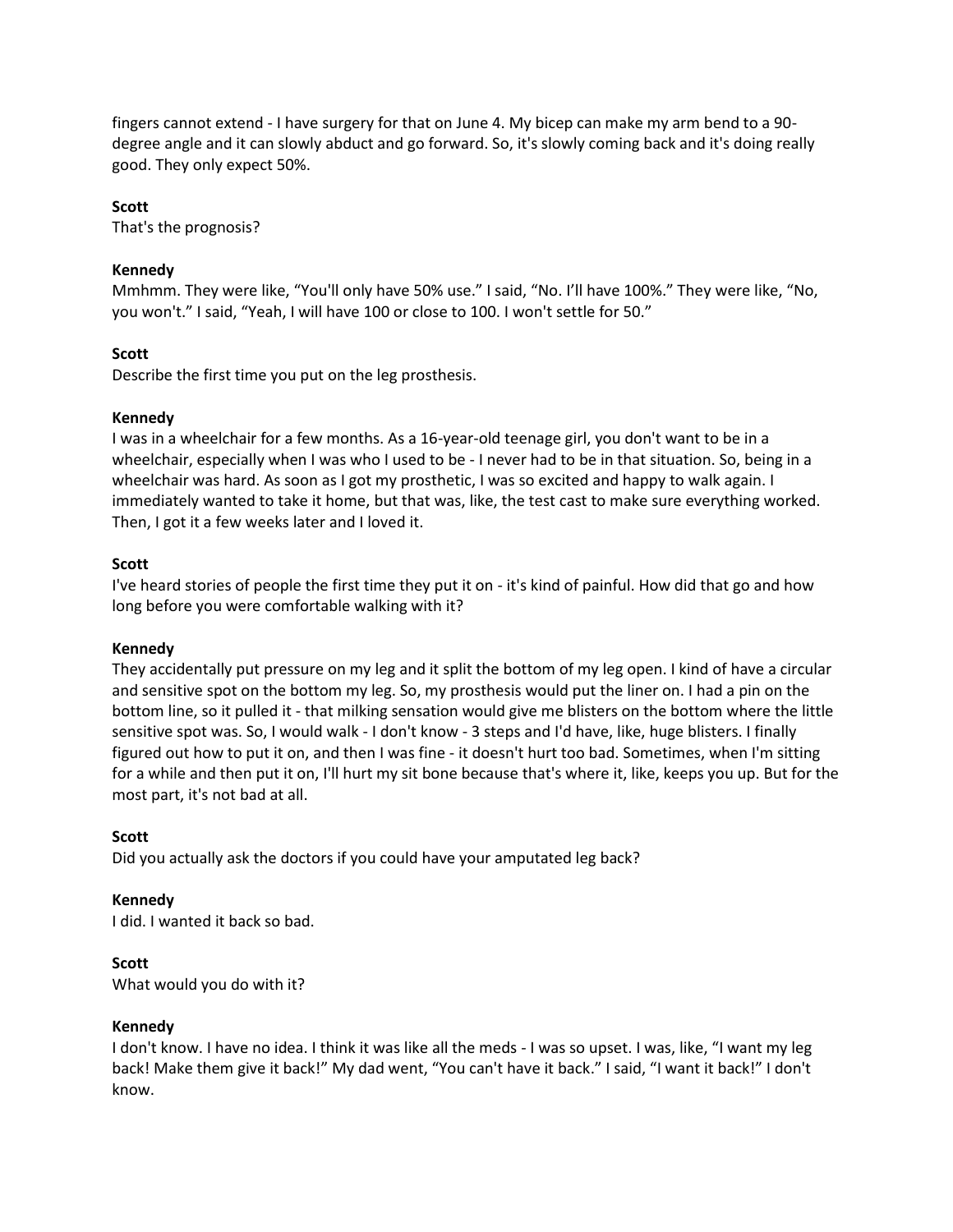fingers cannot extend - I have surgery for that on June 4. My bicep can make my arm bend to a 90-degree angle and it can slowly abduct and go forward. So, it's slowly coming back and it's doing really good. They only expect 50%.

**Scott**
That's the prognosis?

**Kennedy**
Mmhmm. They were like, "You'll only have 50% use." I said, "No. I'll have 100%." They were like, "No, you won't." I said, "Yeah, I will have 100 or close to 100. I won't settle for 50."

**Scott**
Describe the first time you put on the leg prosthesis.

**Kennedy**
I was in a wheelchair for a few months. As a 16-year-old teenage girl, you don't want to be in a wheelchair, especially when I was who I used to be - I never had to be in that situation. So, being in a wheelchair was hard. As soon as I got my prosthetic, I was so excited and happy to walk again. I immediately wanted to take it home, but that was, like, the test cast to make sure everything worked. Then, I got it a few weeks later and I loved it.

**Scott**
I've heard stories of people the first time they put it on - it's kind of painful. How did that go and how long before you were comfortable walking with it?

**Kennedy**
They accidentally put pressure on my leg and it split the bottom of my leg open. I kind of have a circular and sensitive spot on the bottom my leg. So, my prosthesis would put the liner on. I had a pin on the bottom line, so it pulled it - that milking sensation would give me blisters on the bottom where the little sensitive spot was. So, I would walk - I don't know - 3 steps and I'd have, like, huge blisters. I finally figured out how to put it on, and then I was fine - it doesn't hurt too bad. Sometimes, when I'm sitting for a while and then put it on, I'll hurt my sit bone because that's where it, like, keeps you up. But for the most part, it's not bad at all.

**Scott**
Did you actually ask the doctors if you could have your amputated leg back?

**Kennedy**
I did. I wanted it back so bad.

**Scott**
What would you do with it?

**Kennedy**
I don't know. I have no idea. I think it was like all the meds - I was so upset. I was, like, "I want my leg back! Make them give it back!" My dad went, "You can't have it back." I said, "I want it back!" I don't know.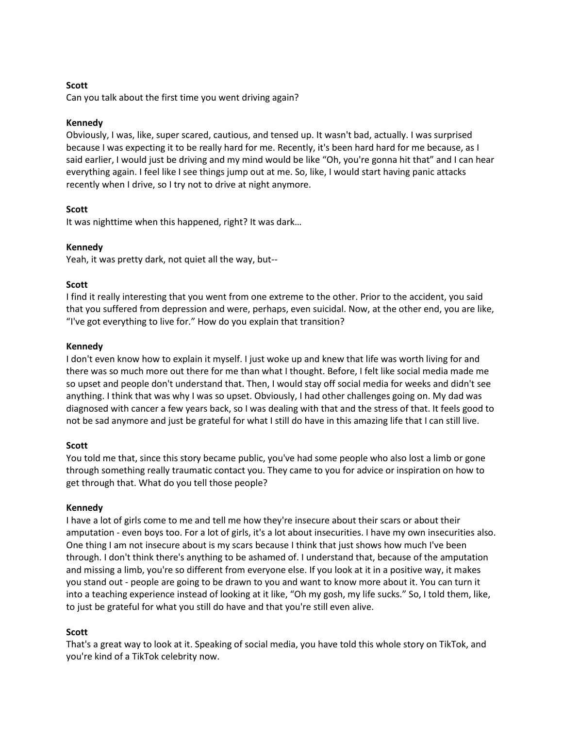**Scott**
Can you talk about the first time you went driving again?

**Kennedy**
Obviously, I was, like, super scared, cautious, and tensed up. It wasn't bad, actually. I was surprised because I was expecting it to be really hard for me. Recently, it's been hard hard for me because, as I said earlier, I would just be driving and my mind would be like "Oh, you're gonna hit that" and I can hear everything again. I feel like I see things jump out at me. So, like, I would start having panic attacks recently when I drive, so I try not to drive at night anymore.

**Scott**
It was nighttime when this happened, right? It was dark…

**Kennedy**
Yeah, it was pretty dark, not quiet all the way, but--

**Scott**
I find it really interesting that you went from one extreme to the other. Prior to the accident, you said that you suffered from depression and were, perhaps, even suicidal. Now, at the other end, you are like, "I've got everything to live for." How do you explain that transition?

**Kennedy**
I don't even know how to explain it myself. I just woke up and knew that life was worth living for and there was so much more out there for me than what I thought. Before, I felt like social media made me so upset and people don't understand that. Then, I would stay off social media for weeks and didn't see anything. I think that was why I was so upset. Obviously, I had other challenges going on. My dad was diagnosed with cancer a few years back, so I was dealing with that and the stress of that. It feels good to not be sad anymore and just be grateful for what I still do have in this amazing life that I can still live.

**Scott**
You told me that, since this story became public, you've had some people who also lost a limb or gone through something really traumatic contact you. They came to you for advice or inspiration on how to get through that. What do you tell those people?

**Kennedy**
I have a lot of girls come to me and tell me how they're insecure about their scars or about their amputation - even boys too. For a lot of girls, it's a lot about insecurities. I have my own insecurities also. One thing I am not insecure about is my scars because I think that just shows how much I've been through. I don't think there's anything to be ashamed of. I understand that, because of the amputation and missing a limb, you're so different from everyone else. If you look at it in a positive way, it makes you stand out - people are going to be drawn to you and want to know more about it. You can turn it into a teaching experience instead of looking at it like, "Oh my gosh, my life sucks." So, I told them, like, to just be grateful for what you still do have and that you're still even alive.

**Scott**
That's a great way to look at it. Speaking of social media, you have told this whole story on TikTok, and you're kind of a TikTok celebrity now.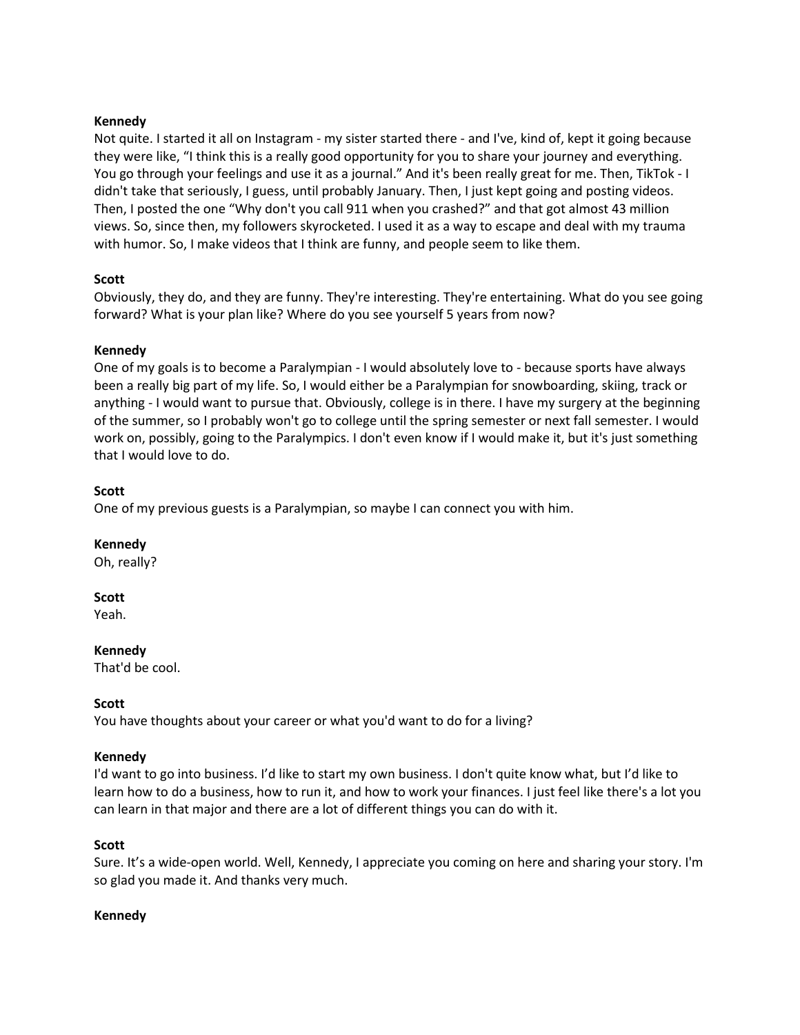**Kennedy**
Not quite. I started it all on Instagram - my sister started there - and I've, kind of, kept it going because they were like, "I think this is a really good opportunity for you to share your journey and everything. You go through your feelings and use it as a journal." And it's been really great for me. Then, TikTok - I didn't take that seriously, I guess, until probably January. Then, I just kept going and posting videos. Then, I posted the one "Why don't you call 911 when you crashed?" and that got almost 43 million views. So, since then, my followers skyrocketed. I used it as a way to escape and deal with my trauma with humor. So, I make videos that I think are funny, and people seem to like them.

**Scott**
Obviously, they do, and they are funny. They're interesting. They're entertaining. What do you see going forward? What is your plan like? Where do you see yourself 5 years from now?

**Kennedy**
One of my goals is to become a Paralympian - I would absolutely love to - because sports have always been a really big part of my life. So, I would either be a Paralympian for snowboarding, skiing, track or anything - I would want to pursue that. Obviously, college is in there. I have my surgery at the beginning of the summer, so I probably won't go to college until the spring semester or next fall semester. I would work on, possibly, going to the Paralympics. I don't even know if I would make it, but it's just something that I would love to do.

**Scott**
One of my previous guests is a Paralympian, so maybe I can connect you with him.

**Kennedy**
Oh, really?

**Scott**
Yeah.

**Kennedy**
That'd be cool.

**Scott**
You have thoughts about your career or what you'd want to do for a living?

**Kennedy**
I'd want to go into business. I'd like to start my own business. I don't quite know what, but I'd like to learn how to do a business, how to run it, and how to work your finances. I just feel like there's a lot you can learn in that major and there are a lot of different things you can do with it.

**Scott**
Sure. It's a wide-open world. Well, Kennedy, I appreciate you coming on here and sharing your story. I'm so glad you made it. And thanks very much.

**Kennedy**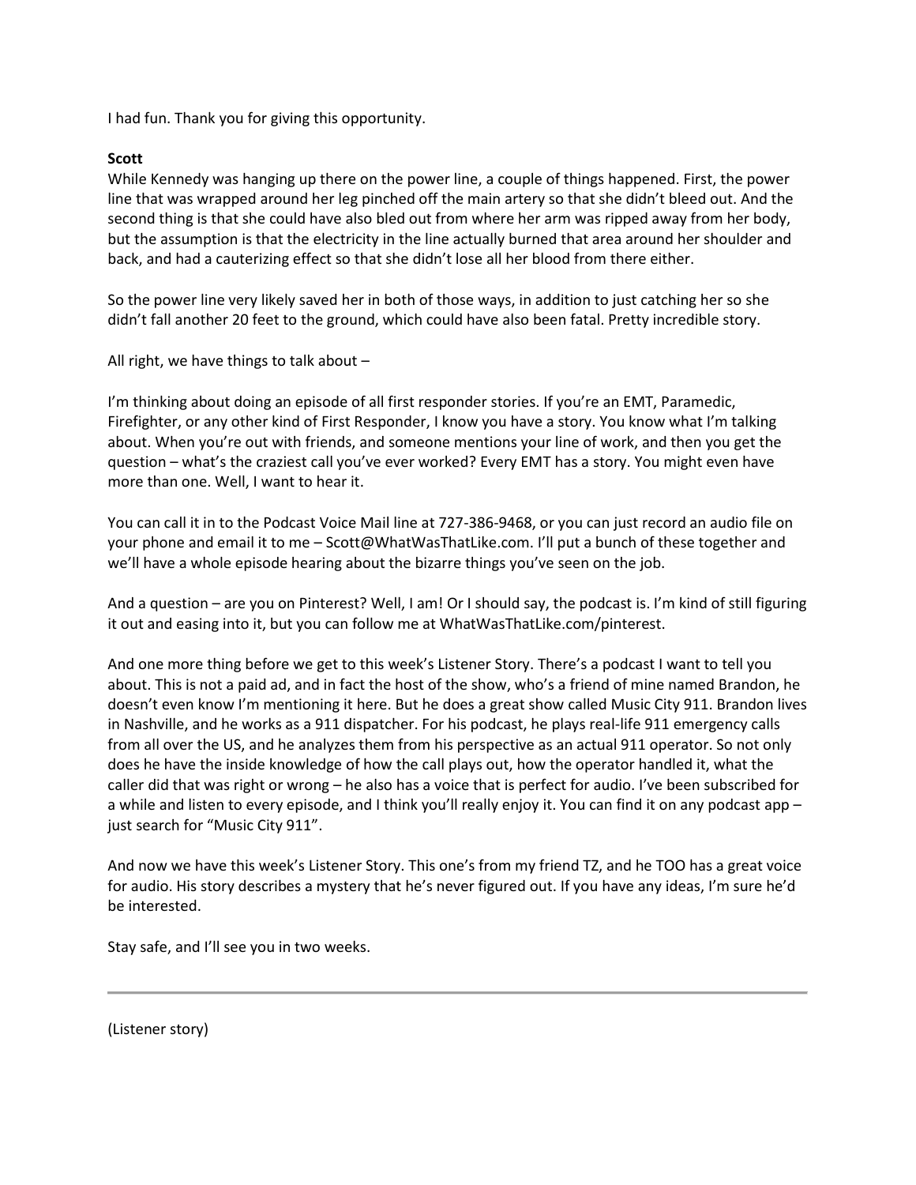I had fun. Thank you for giving this opportunity.

**Scott**

While Kennedy was hanging up there on the power line, a couple of things happened. First, the power line that was wrapped around her leg pinched off the main artery so that she didn't bleed out. And the second thing is that she could have also bled out from where her arm was ripped away from her body, but the assumption is that the electricity in the line actually burned that area around her shoulder and back, and had a cauterizing effect so that she didn't lose all her blood from there either.

So the power line very likely saved her in both of those ways, in addition to just catching her so she didn't fall another 20 feet to the ground, which could have also been fatal. Pretty incredible story.

All right, we have things to talk about –

I'm thinking about doing an episode of all first responder stories. If you're an EMT, Paramedic, Firefighter, or any other kind of First Responder, I know you have a story. You know what I'm talking about. When you're out with friends, and someone mentions your line of work, and then you get the question – what's the craziest call you've ever worked? Every EMT has a story. You might even have more than one. Well, I want to hear it.

You can call it in to the Podcast Voice Mail line at 727-386-9468, or you can just record an audio file on your phone and email it to me – Scott@WhatWasThatLike.com. I'll put a bunch of these together and we'll have a whole episode hearing about the bizarre things you've seen on the job.

And a question – are you on Pinterest? Well, I am! Or I should say, the podcast is. I'm kind of still figuring it out and easing into it, but you can follow me at WhatWasThatLike.com/pinterest.

And one more thing before we get to this week's Listener Story. There's a podcast I want to tell you about. This is not a paid ad, and in fact the host of the show, who's a friend of mine named Brandon, he doesn't even know I'm mentioning it here. But he does a great show called Music City 911. Brandon lives in Nashville, and he works as a 911 dispatcher. For his podcast, he plays real-life 911 emergency calls from all over the US, and he analyzes them from his perspective as an actual 911 operator. So not only does he have the inside knowledge of how the call plays out, how the operator handled it, what the caller did that was right or wrong – he also has a voice that is perfect for audio. I've been subscribed for a while and listen to every episode, and I think you'll really enjoy it. You can find it on any podcast app – just search for "Music City 911".

And now we have this week's Listener Story. This one's from my friend TZ, and he TOO has a great voice for audio. His story describes a mystery that he's never figured out. If you have any ideas, I'm sure he'd be interested.

Stay safe, and I'll see you in two weeks.

---

(Listener story)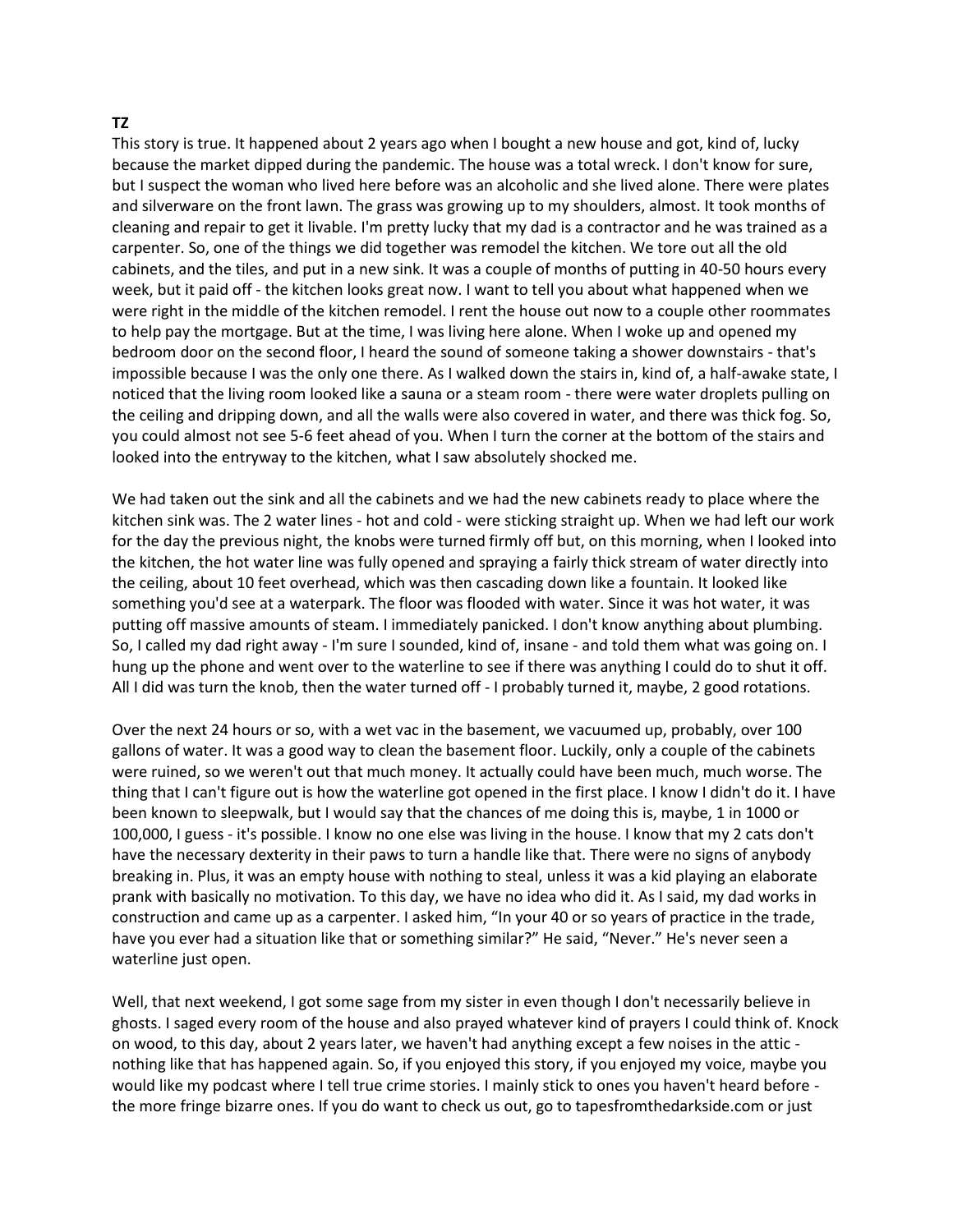**TZ**

This story is true. It happened about 2 years ago when I bought a new house and got, kind of, lucky because the market dipped during the pandemic. The house was a total wreck. I don't know for sure, but I suspect the woman who lived here before was an alcoholic and she lived alone. There were plates and silverware on the front lawn. The grass was growing up to my shoulders, almost. It took months of cleaning and repair to get it livable. I'm pretty lucky that my dad is a contractor and he was trained as a carpenter. So, one of the things we did together was remodel the kitchen. We tore out all the old cabinets, and the tiles, and put in a new sink. It was a couple of months of putting in 40-50 hours every week, but it paid off - the kitchen looks great now. I want to tell you about what happened when we were right in the middle of the kitchen remodel. I rent the house out now to a couple other roommates to help pay the mortgage. But at the time, I was living here alone. When I woke up and opened my bedroom door on the second floor, I heard the sound of someone taking a shower downstairs - that's impossible because I was the only one there. As I walked down the stairs in, kind of, a half-awake state, I noticed that the living room looked like a sauna or a steam room - there were water droplets pulling on the ceiling and dripping down, and all the walls were also covered in water, and there was thick fog. So, you could almost not see 5-6 feet ahead of you. When I turn the corner at the bottom of the stairs and looked into the entryway to the kitchen, what I saw absolutely shocked me.

We had taken out the sink and all the cabinets and we had the new cabinets ready to place where the kitchen sink was. The 2 water lines - hot and cold - were sticking straight up. When we had left our work for the day the previous night, the knobs were turned firmly off but, on this morning, when I looked into the kitchen, the hot water line was fully opened and spraying a fairly thick stream of water directly into the ceiling, about 10 feet overhead, which was then cascading down like a fountain. It looked like something you'd see at a waterpark. The floor was flooded with water. Since it was hot water, it was putting off massive amounts of steam. I immediately panicked. I don't know anything about plumbing. So, I called my dad right away - I'm sure I sounded, kind of, insane - and told them what was going on. I hung up the phone and went over to the waterline to see if there was anything I could do to shut it off. All I did was turn the knob, then the water turned off - I probably turned it, maybe, 2 good rotations.

Over the next 24 hours or so, with a wet vac in the basement, we vacuumed up, probably, over 100 gallons of water. It was a good way to clean the basement floor. Luckily, only a couple of the cabinets were ruined, so we weren't out that much money. It actually could have been much, much worse. The thing that I can't figure out is how the waterline got opened in the first place. I know I didn't do it. I have been known to sleepwalk, but I would say that the chances of me doing this is, maybe, 1 in 1000 or 100,000, I guess - it's possible. I know no one else was living in the house. I know that my 2 cats don't have the necessary dexterity in their paws to turn a handle like that. There were no signs of anybody breaking in. Plus, it was an empty house with nothing to steal, unless it was a kid playing an elaborate prank with basically no motivation. To this day, we have no idea who did it. As I said, my dad works in construction and came up as a carpenter. I asked him, "In your 40 or so years of practice in the trade, have you ever had a situation like that or something similar?" He said, "Never." He's never seen a waterline just open.

Well, that next weekend, I got some sage from my sister in even though I don't necessarily believe in ghosts. I saged every room of the house and also prayed whatever kind of prayers I could think of. Knock on wood, to this day, about 2 years later, we haven't had anything except a few noises in the attic - nothing like that has happened again. So, if you enjoyed this story, if you enjoyed my voice, maybe you would like my podcast where I tell true crime stories. I mainly stick to ones you haven't heard before - the more fringe bizarre ones. If you do want to check us out, go to tapesfromthedarkside.com or just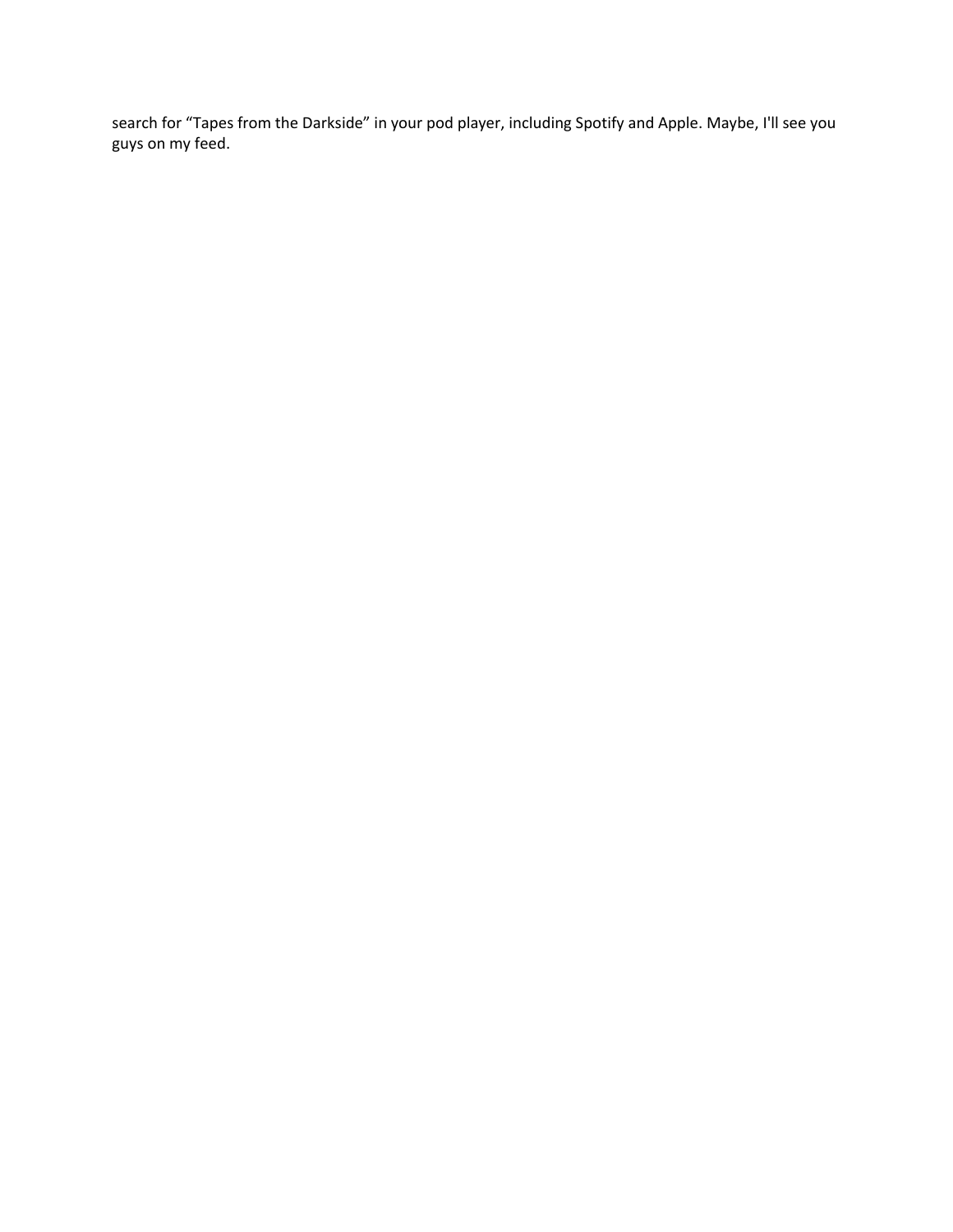search for “Tapes from the Darkside” in your pod player, including Spotify and Apple. Maybe, I'll see you guys on my feed.